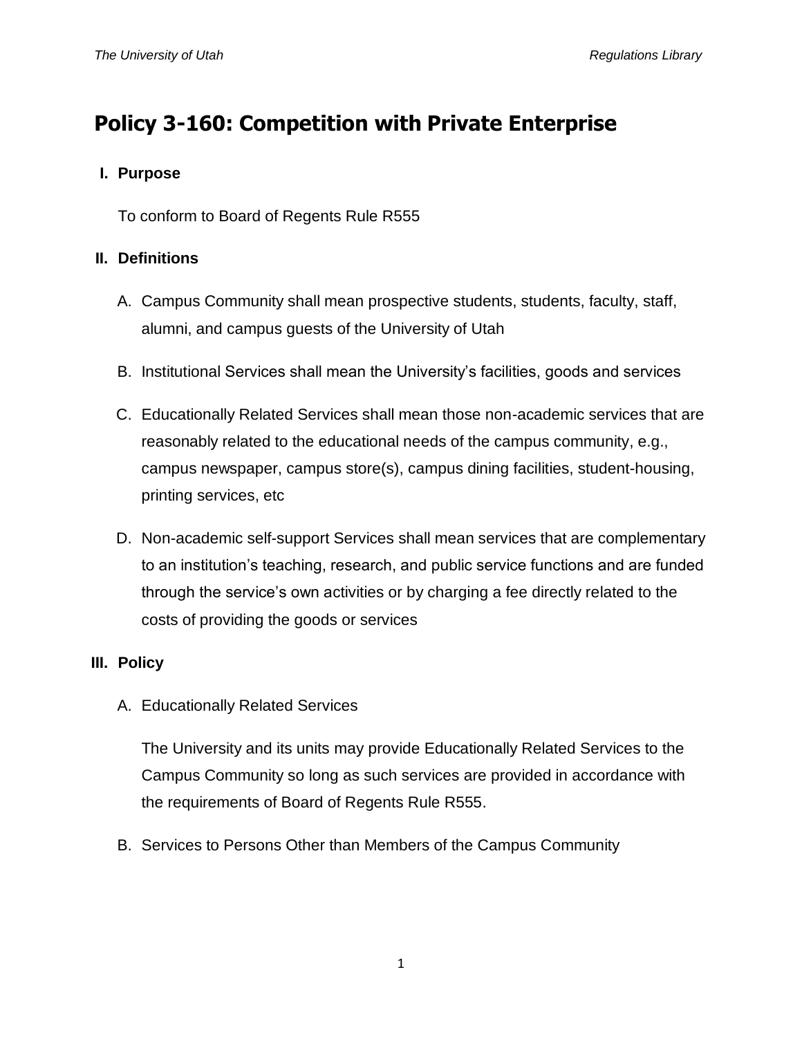# Policy 3-160: Competition with Private Enterprise

## I. Purpose

To conform to Board of Regents Rule R555

## II. Definitions

A. Campus Community shall mean prospective students, students, faculty, staff, alumni, and campus guests of the University of Utah

B. Institutional Services shall mean the University's facilities, goods and services

C. Educationally Related Services shall mean those non-academic services that are reasonably related to the educational needs of the campus community, e.g., campus newspaper, campus store(s), campus dining facilities, student-housing, printing services, etc

D. Non-academic self-support Services shall mean services that are complementary to an institution's teaching, research, and public service functions and are funded through the service's own activities or by charging a fee directly related to the costs of providing the goods or services

## III. Policy

A. Educationally Related Services

The University and its units may provide Educationally Related Services to the Campus Community so long as such services are provided in accordance with the requirements of Board of Regents Rule R555.

B. Services to Persons Other than Members of the Campus Community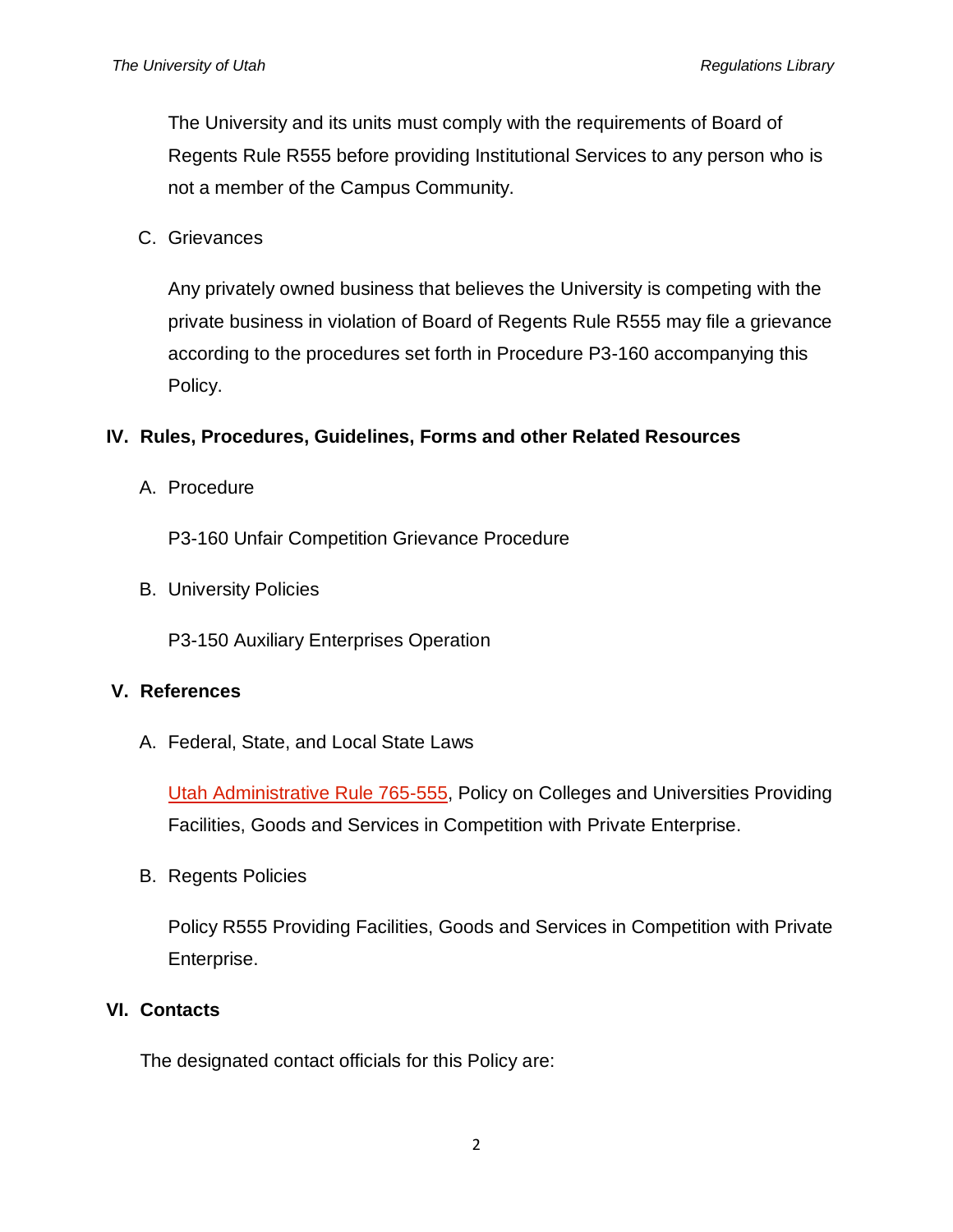The University and its units must comply with the requirements of Board of Regents Rule R555 before providing Institutional Services to any person who is not a member of the Campus Community.

C. Grievances

Any privately owned business that believes the University is competing with the private business in violation of Board of Regents Rule R555 may file a grievance according to the procedures set forth in Procedure P3-160 accompanying this Policy.

## IV. Rules, Procedures, Guidelines, Forms and other Related Resources

A. Procedure

P3-160 Unfair Competition Grievance Procedure

B. University Policies

P3-150 Auxiliary Enterprises Operation

## V. References

A. Federal, State, and Local State Laws

Utah Administrative Rule 765-555, Policy on Colleges and Universities Providing Facilities, Goods and Services in Competition with Private Enterprise.

B. Regents Policies

Policy R555 Providing Facilities, Goods and Services in Competition with Private Enterprise.

## VI. Contacts

The designated contact officials for this Policy are: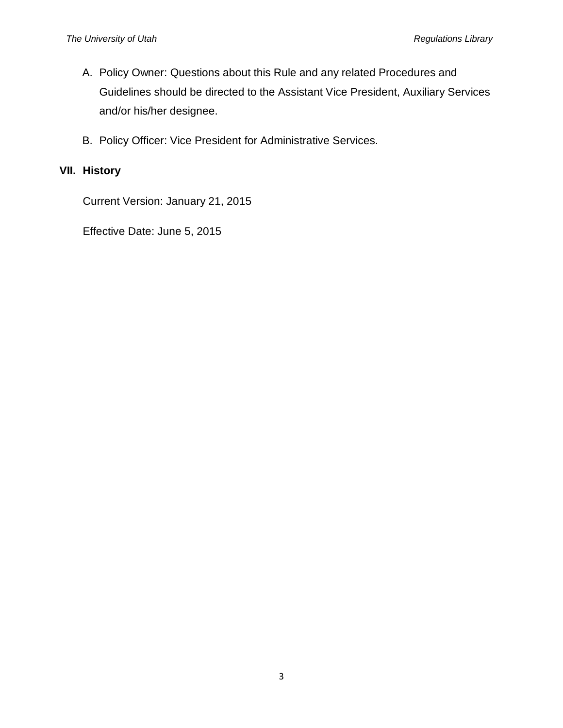A. Policy Owner: Questions about this Rule and any related Procedures and Guidelines should be directed to the Assistant Vice President, Auxiliary Services and/or his/her designee.

B. Policy Officer: Vice President for Administrative Services.

## VII. History

Current Version: January 21, 2015

Effective Date: June 5, 2015